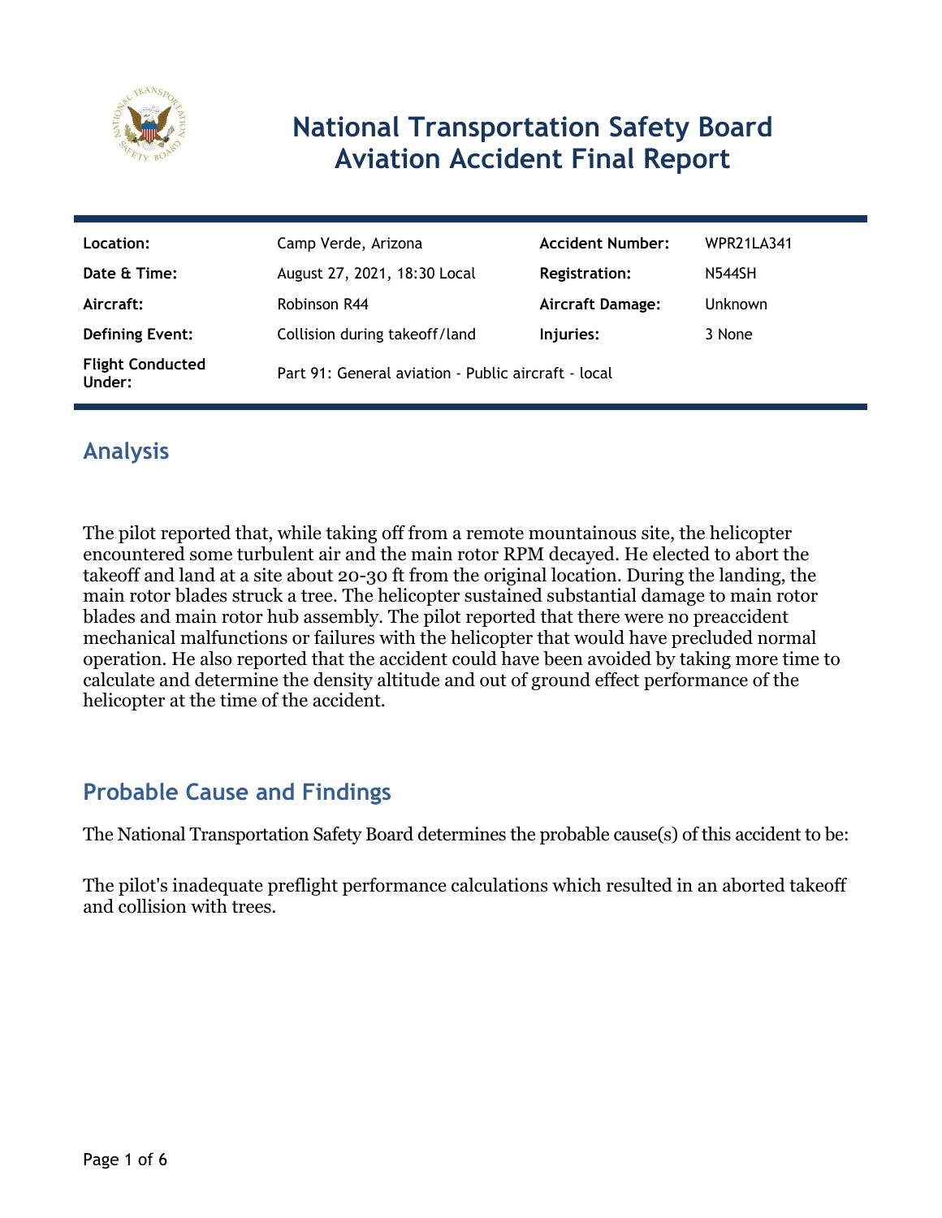# National Transportation Safety Board Aviation Accident Final Report

| | | | |
|---|---|---|---|
| **Location:** | Camp Verde, Arizona | **Accident Number:** | WPR21LA341 |
| **Date & Time:** | August 27, 2021, 18:30 Local | **Registration:** | N544SH |
| **Aircraft:** | Robinson R44 | **Aircraft Damage:** | Unknown |
| **Defining Event:** | Collision during takeoff/land | **Injuries:** | 3 None |
| **Flight Conducted Under:** | Part 91: General aviation - Public aircraft - local | | |

## Analysis

The pilot reported that, while taking off from a remote mountainous site, the helicopter encountered some turbulent air and the main rotor RPM decayed. He elected to abort the takeoff and land at a site about 20-30 ft from the original location. During the landing, the main rotor blades struck a tree. The helicopter sustained substantial damage to main rotor blades and main rotor hub assembly. The pilot reported that there were no preaccident mechanical malfunctions or failures with the helicopter that would have precluded normal operation. He also reported that the accident could have been avoided by taking more time to calculate and determine the density altitude and out of ground effect performance of the helicopter at the time of the accident.

## Probable Cause and Findings

The National Transportation Safety Board determines the probable cause(s) of this accident to be:

The pilot's inadequate preflight performance calculations which resulted in an aborted takeoff and collision with trees.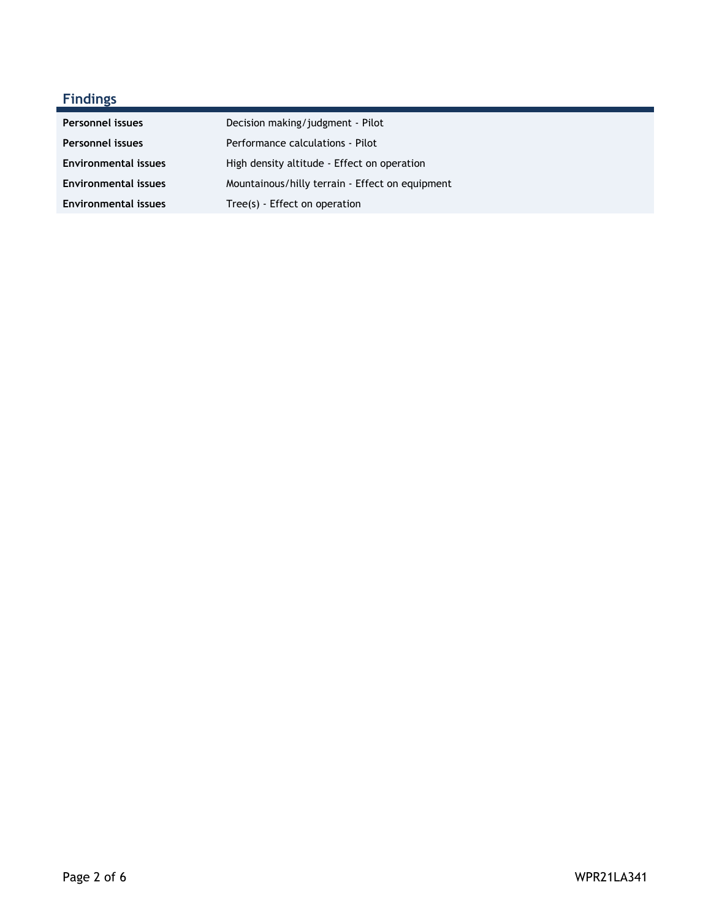## Findings

| | |
|---|---|
| **Personnel issues** | Decision making/judgment - Pilot |
| **Personnel issues** | Performance calculations - Pilot |
| **Environmental issues** | High density altitude - Effect on operation |
| **Environmental issues** | Mountainous/hilly terrain - Effect on equipment |
| **Environmental issues** | Tree(s) - Effect on operation |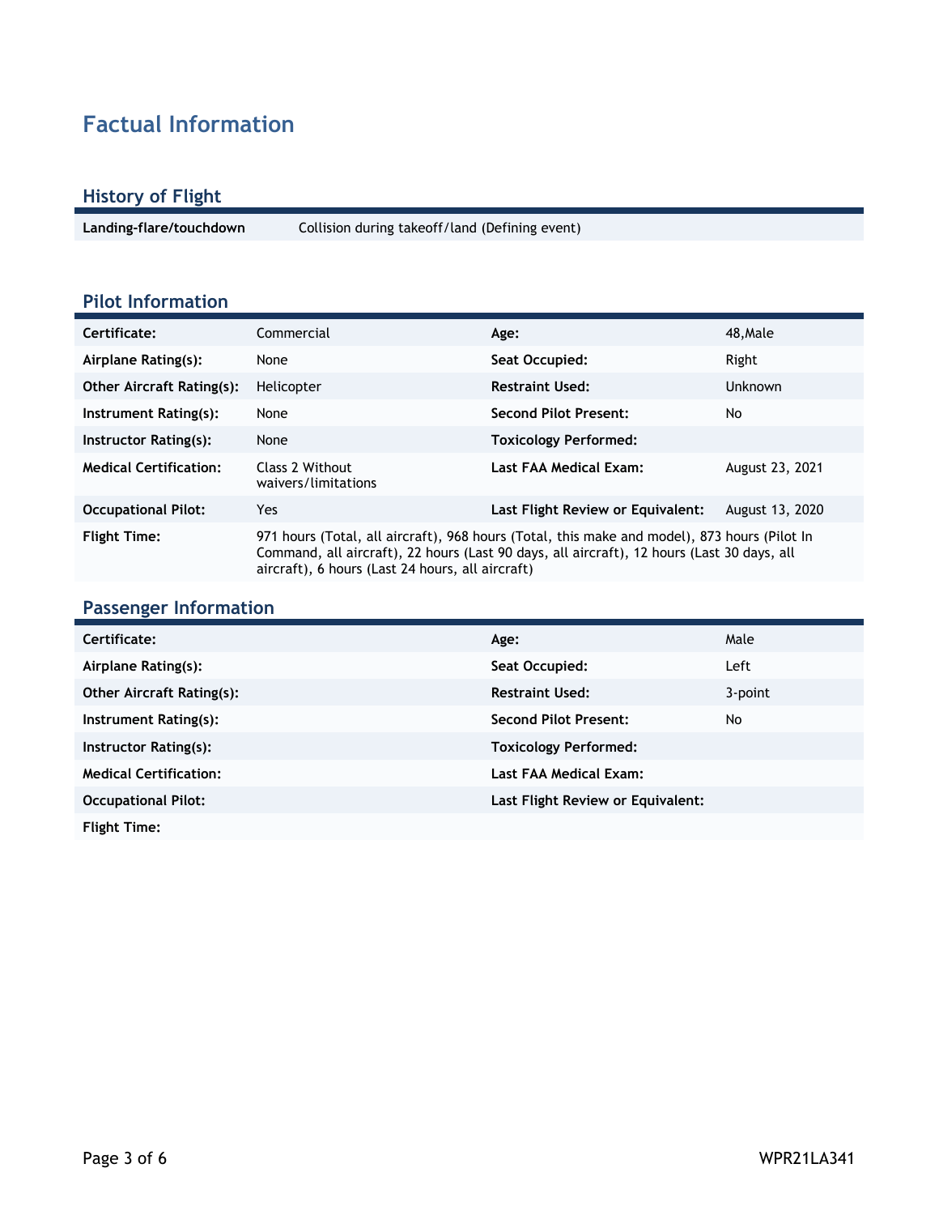# Factual Information

## History of Flight

| Landing-flare/touchdown | Collision during takeoff/land (Defining event) |
|---|---|

## Pilot Information

| | | | |
|---|---|---|---|
| **Certificate:** | Commercial | **Age:** | 48,Male |
| **Airplane Rating(s):** | None | **Seat Occupied:** | Right |
| **Other Aircraft Rating(s):** | Helicopter | **Restraint Used:** | Unknown |
| **Instrument Rating(s):** | None | **Second Pilot Present:** | No |
| **Instructor Rating(s):** | None | **Toxicology Performed:** | |
| **Medical Certification:** | Class 2 Without waivers/limitations | **Last FAA Medical Exam:** | August 23, 2021 |
| **Occupational Pilot:** | Yes | **Last Flight Review or Equivalent:** | August 13, 2020 |
| **Flight Time:** | 971 hours (Total, all aircraft), 968 hours (Total, this make and model), 873 hours (Pilot In Command, all aircraft), 22 hours (Last 90 days, all aircraft), 12 hours (Last 30 days, all aircraft), 6 hours (Last 24 hours, all aircraft) | | |

## Passenger Information

| | | | |
|---|---|---|---|
| **Certificate:** | | **Age:** | Male |
| **Airplane Rating(s):** | | **Seat Occupied:** | Left |
| **Other Aircraft Rating(s):** | | **Restraint Used:** | 3-point |
| **Instrument Rating(s):** | | **Second Pilot Present:** | No |
| **Instructor Rating(s):** | | **Toxicology Performed:** | |
| **Medical Certification:** | | **Last FAA Medical Exam:** | |
| **Occupational Pilot:** | | **Last Flight Review or Equivalent:** | |
| **Flight Time:** | | | |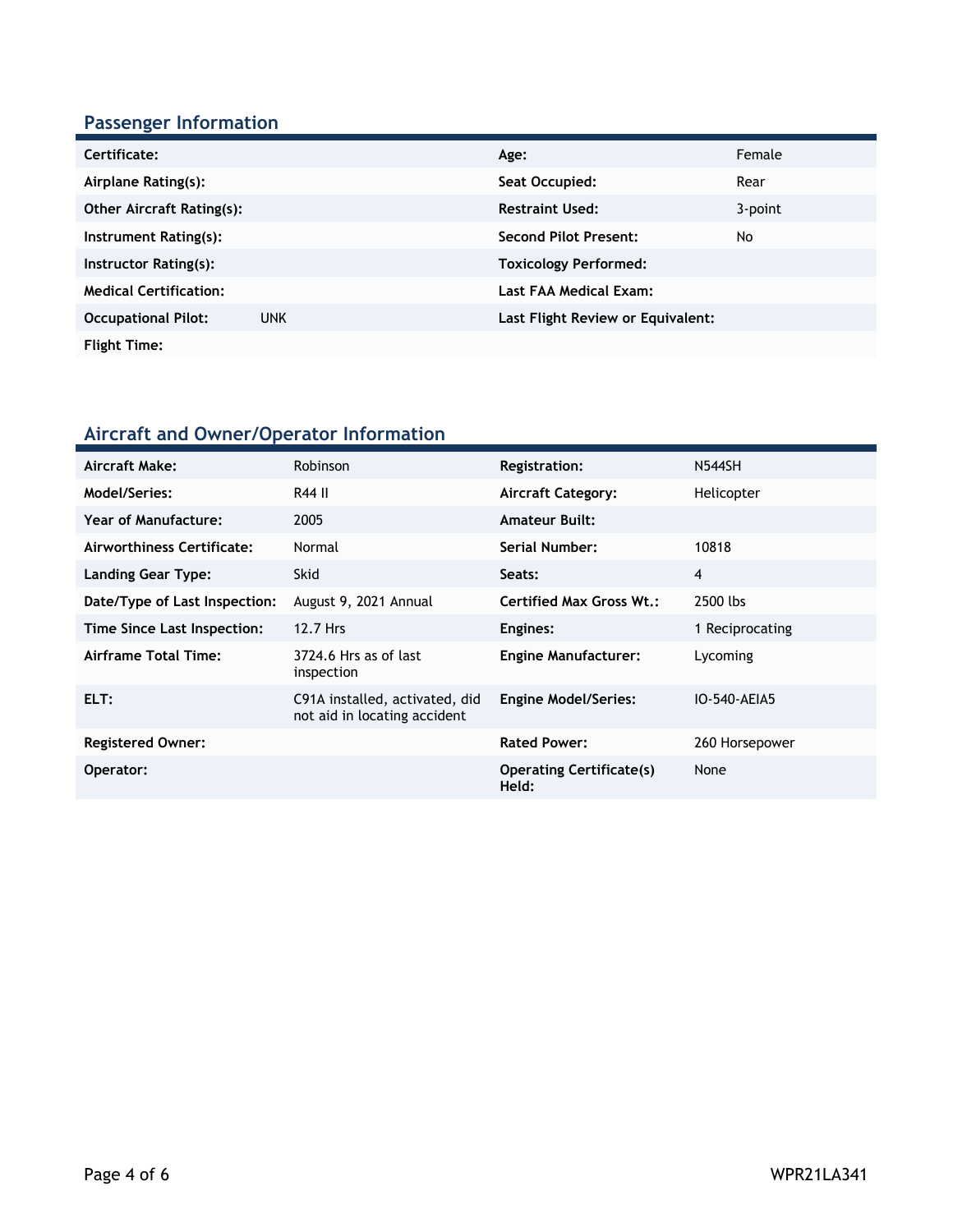## Passenger Information

| | | | |
|---|---|---|---|
| **Certificate:** | | **Age:** | Female |
| **Airplane Rating(s):** | | **Seat Occupied:** | Rear |
| **Other Aircraft Rating(s):** | | **Restraint Used:** | 3-point |
| **Instrument Rating(s):** | | **Second Pilot Present:** | No |
| **Instructor Rating(s):** | | **Toxicology Performed:** | |
| **Medical Certification:** | | **Last FAA Medical Exam:** | |
| **Occupational Pilot:** | UNK | **Last Flight Review or Equivalent:** | |
| **Flight Time:** | | | |

## Aircraft and Owner/Operator Information

| | | | |
|---|---|---|---|
| **Aircraft Make:** | Robinson | **Registration:** | N544SH |
| **Model/Series:** | R44 II | **Aircraft Category:** | Helicopter |
| **Year of Manufacture:** | 2005 | **Amateur Built:** | |
| **Airworthiness Certificate:** | Normal | **Serial Number:** | 10818 |
| **Landing Gear Type:** | Skid | **Seats:** | 4 |
| **Date/Type of Last Inspection:** | August 9, 2021 Annual | **Certified Max Gross Wt.:** | 2500 lbs |
| **Time Since Last Inspection:** | 12.7 Hrs | **Engines:** | 1 Reciprocating |
| **Airframe Total Time:** | 3724.6 Hrs as of last inspection | **Engine Manufacturer:** | Lycoming |
| **ELT:** | C91A installed, activated, did not aid in locating accident | **Engine Model/Series:** | IO-540-AEIA5 |
| **Registered Owner:** | | **Rated Power:** | 260 Horsepower |
| **Operator:** | | **Operating Certificate(s) Held:** | None |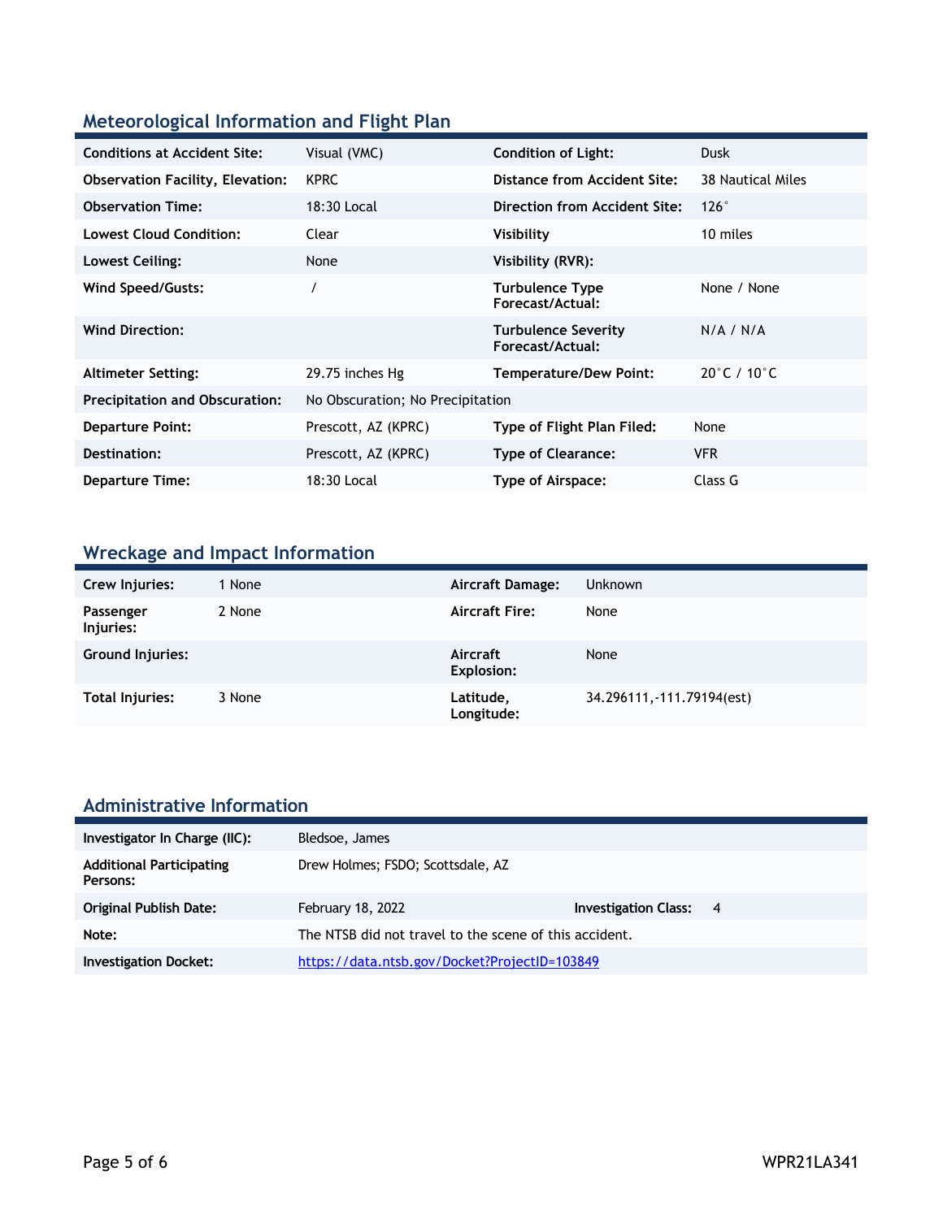## Meteorological Information and Flight Plan

| | | | |
|---|---|---|---|
| **Conditions at Accident Site:** | Visual (VMC) | **Condition of Light:** | Dusk |
| **Observation Facility, Elevation:** | KPRC | **Distance from Accident Site:** | 38 Nautical Miles |
| **Observation Time:** | 18:30 Local | **Direction from Accident Site:** | 126° |
| **Lowest Cloud Condition:** | Clear | **Visibility** | 10 miles |
| **Lowest Ceiling:** | None | **Visibility (RVR):** | |
| **Wind Speed/Gusts:** | / | **Turbulence Type Forecast/Actual:** | None / None |
| **Wind Direction:** | | **Turbulence Severity Forecast/Actual:** | N/A / N/A |
| **Altimeter Setting:** | 29.75 inches Hg | **Temperature/Dew Point:** | 20°C / 10°C |
| **Precipitation and Obscuration:** | No Obscuration; No Precipitation | | |
| **Departure Point:** | Prescott, AZ (KPRC) | **Type of Flight Plan Filed:** | None |
| **Destination:** | Prescott, AZ (KPRC) | **Type of Clearance:** | VFR |
| **Departure Time:** | 18:30 Local | **Type of Airspace:** | Class G |

## Wreckage and Impact Information

| | | | |
|---|---|---|---|
| **Crew Injuries:** | 1 None | **Aircraft Damage:** | Unknown |
| **Passenger Injuries:** | 2 None | **Aircraft Fire:** | None |
| **Ground Injuries:** | | **Aircraft Explosion:** | None |
| **Total Injuries:** | 3 None | **Latitude, Longitude:** | 34.296111,-111.79194(est) |

## Administrative Information

| | | | |
|---|---|---|---|
| **Investigator In Charge (IIC):** | Bledsoe, James | | |
| **Additional Participating Persons:** | Drew Holmes; FSDO; Scottsdale, AZ | | |
| **Original Publish Date:** | February 18, 2022 | **Investigation Class:** | 4 |
| **Note:** | The NTSB did not travel to the scene of this accident. | | |
| **Investigation Docket:** | https://data.ntsb.gov/Docket?ProjectID=103849 | | |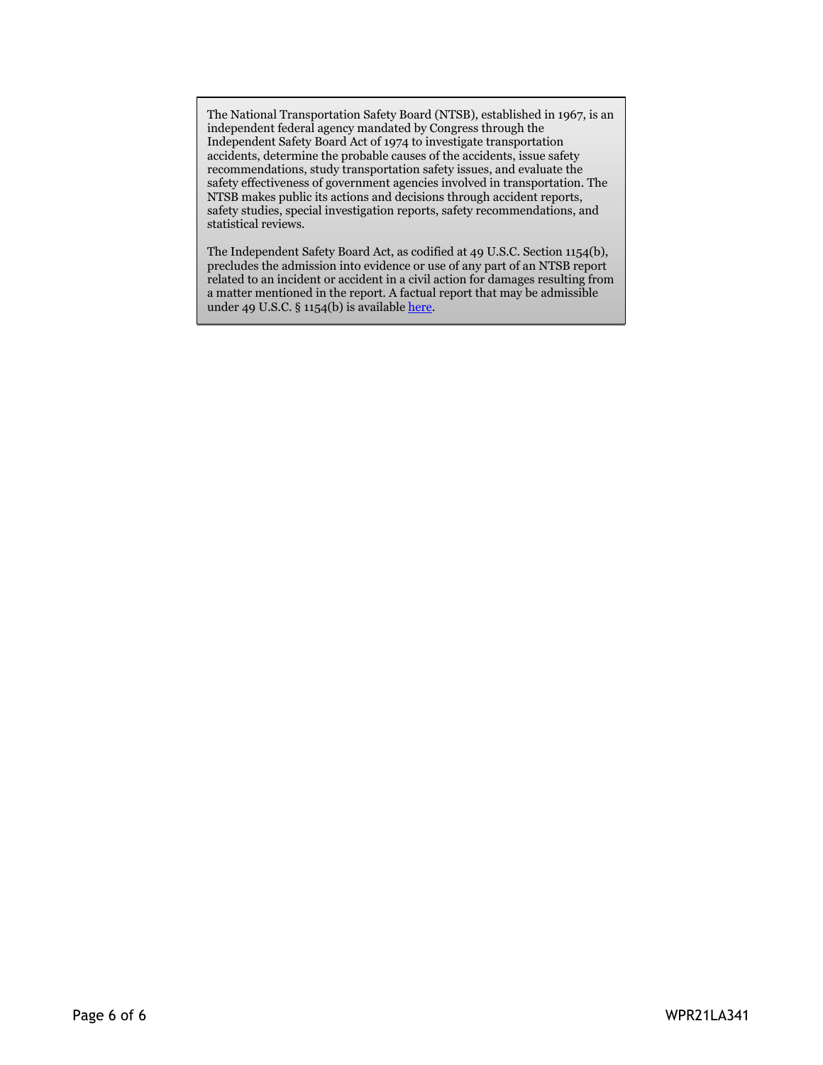The National Transportation Safety Board (NTSB), established in 1967, is an independent federal agency mandated by Congress through the Independent Safety Board Act of 1974 to investigate transportation accidents, determine the probable causes of the accidents, issue safety recommendations, study transportation safety issues, and evaluate the safety effectiveness of government agencies involved in transportation. The NTSB makes public its actions and decisions through accident reports, safety studies, special investigation reports, safety recommendations, and statistical reviews.

The Independent Safety Board Act, as codified at 49 U.S.C. Section 1154(b), precludes the admission into evidence or use of any part of an NTSB report related to an incident or accident in a civil action for damages resulting from a matter mentioned in the report. A factual report that may be admissible under 49 U.S.C. § 1154(b) is available here.